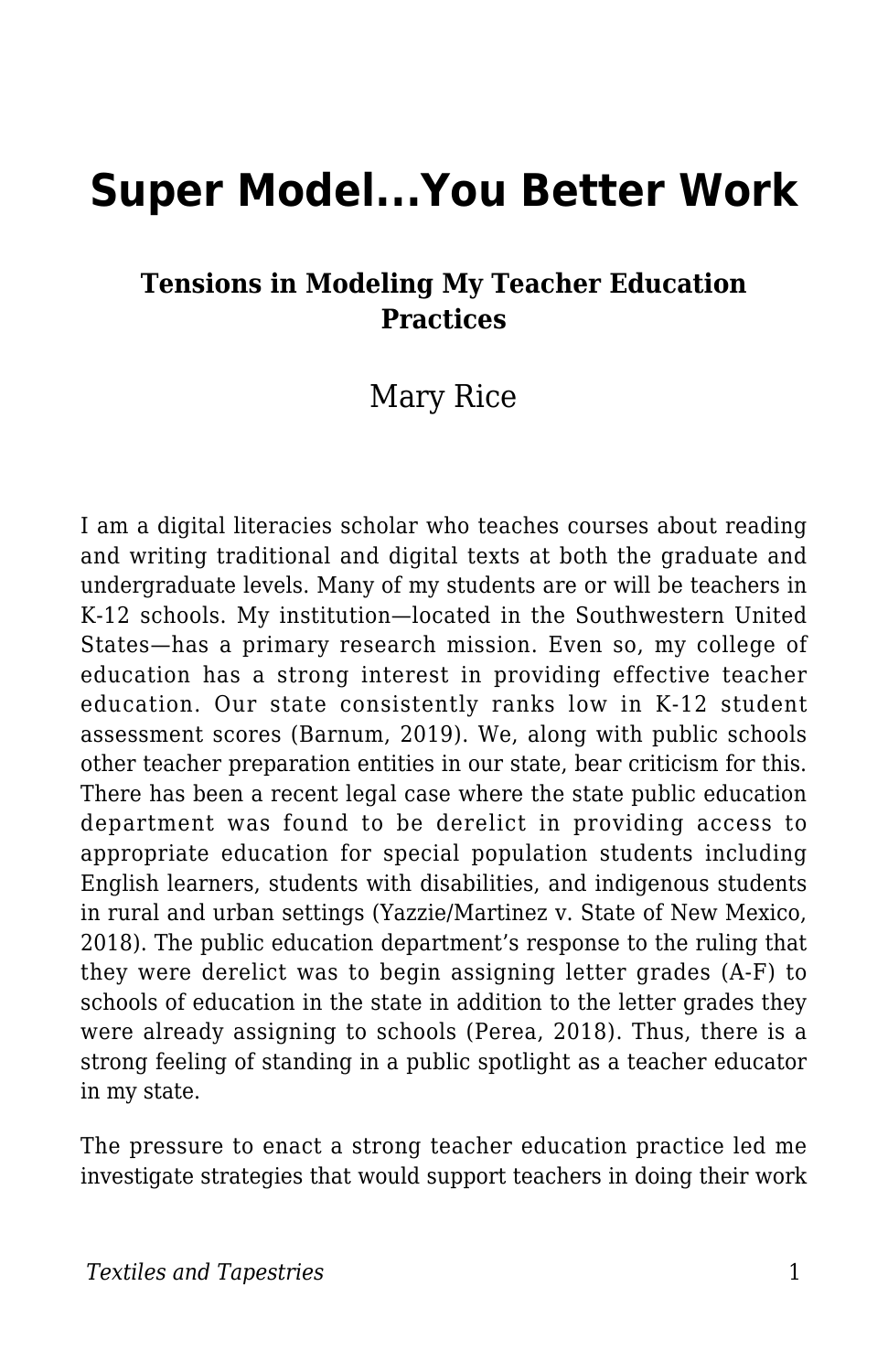# Super Model...You Better Work

### Tensions in Modeling My Teacher Education Practices

Mary Rice

I am a digital literacies scholar who teaches courses about reading and writing traditional and digital texts at both the graduate and undergraduate levels. Many of my students are or will be teachers in K-12 schools. My institution—located in the Southwestern United States—has a primary research mission. Even so, my college of education has a strong interest in providing effective teacher education. Our state consistently ranks low in K-12 student assessment scores (Barnum, 2019). We, along with public schools other teacher preparation entities in our state, bear criticism for this. There has been a recent legal case where the state public education department was found to be derelict in providing access to appropriate education for special population students including English learners, students with disabilities, and indigenous students in rural and urban settings (Yazzie/Martinez v. State of New Mexico, 2018). The public education department's response to the ruling that they were derelict was to begin assigning letter grades (A-F) to schools of education in the state in addition to the letter grades they were already assigning to schools (Perea, 2018). Thus, there is a strong feeling of standing in a public spotlight as a teacher educator in my state.

The pressure to enact a strong teacher education practice led me investigate strategies that would support teachers in doing their work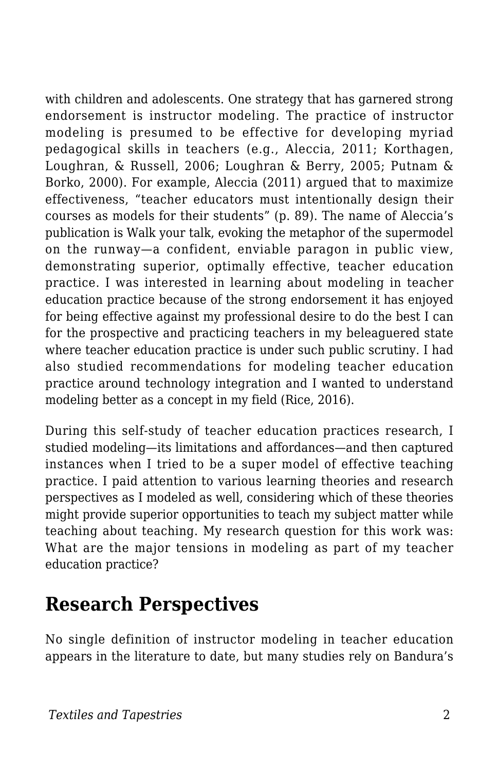with children and adolescents. One strategy that has garnered strong endorsement is instructor modeling. The practice of instructor modeling is presumed to be effective for developing myriad pedagogical skills in teachers (e.g., Aleccia, 2011; Korthagen, Loughran, & Russell, 2006; Loughran & Berry, 2005; Putnam & Borko, 2000). For example, Aleccia (2011) argued that to maximize effectiveness, "teacher educators must intentionally design their courses as models for their students" (p. 89). The name of Aleccia's publication is Walk your talk, evoking the metaphor of the supermodel on the runway—a confident, enviable paragon in public view, demonstrating superior, optimally effective, teacher education practice. I was interested in learning about modeling in teacher education practice because of the strong endorsement it has enjoyed for being effective against my professional desire to do the best I can for the prospective and practicing teachers in my beleaguered state where teacher education practice is under such public scrutiny. I had also studied recommendations for modeling teacher education practice around technology integration and I wanted to understand modeling better as a concept in my field (Rice, 2016).

During this self-study of teacher education practices research, I studied modeling—its limitations and affordances—and then captured instances when I tried to be a super model of effective teaching practice. I paid attention to various learning theories and research perspectives as I modeled as well, considering which of these theories might provide superior opportunities to teach my subject matter while teaching about teaching. My research question for this work was: What are the major tensions in modeling as part of my teacher education practice?

## Research Perspectives

No single definition of instructor modeling in teacher education appears in the literature to date, but many studies rely on Bandura's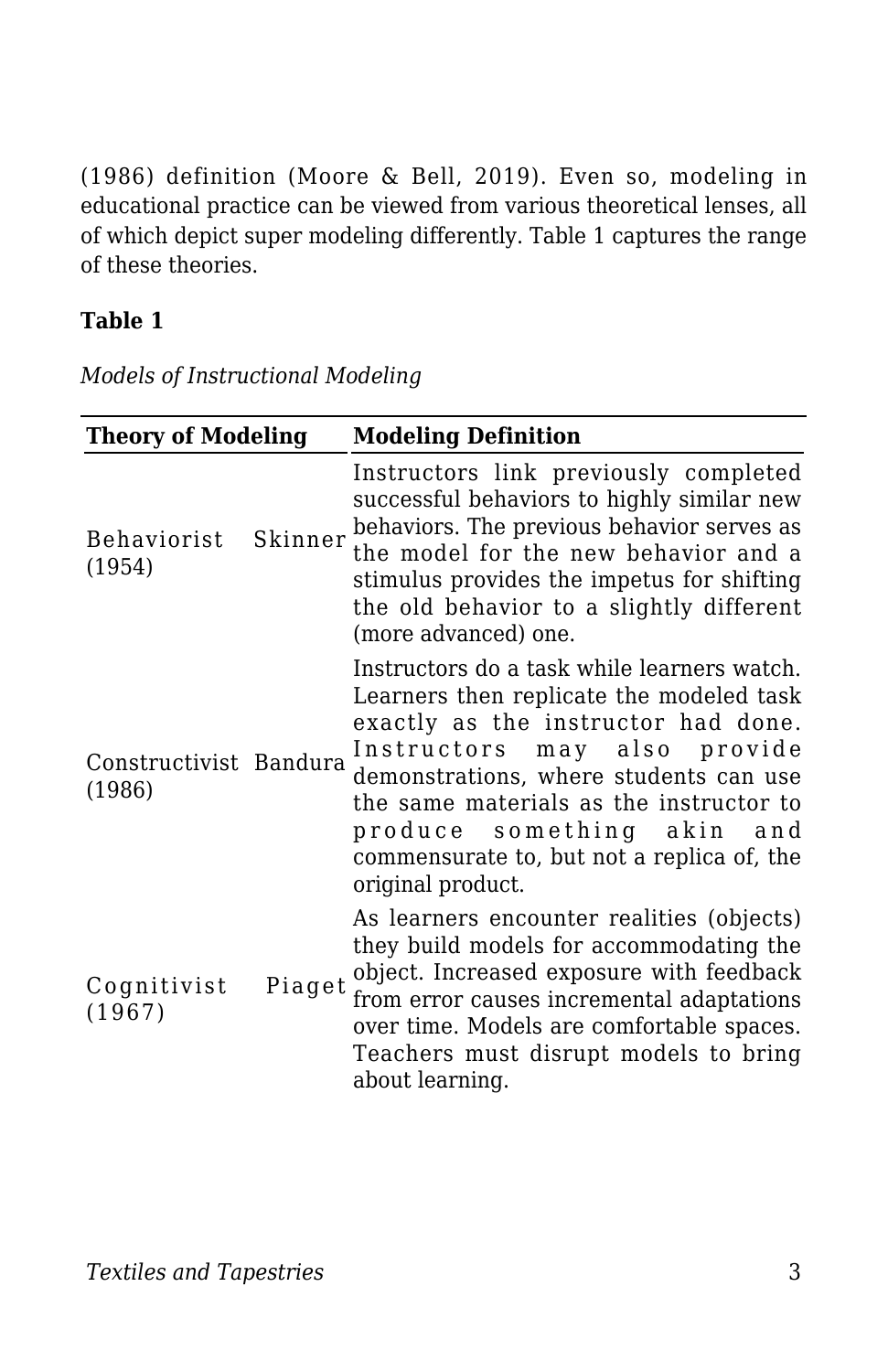(1986) definition (Moore & Bell, 2019). Even so, modeling in educational practice can be viewed from various theoretical lenses, all of which depict super modeling differently. Table 1 captures the range of these theories.

**Table 1**

*Models of Instructional Modeling*

| **Theory of Modeling** | **Modeling Definition** |
| --- | --- |
| Behaviorist Skinner (1954) | Instructors link previously completed successful behaviors to highly similar new behaviors. The previous behavior serves as the model for the new behavior and a stimulus provides the impetus for shifting the old behavior to a slightly different (more advanced) one. |
| Constructivist Bandura (1986) | Instructors do a task while learners watch. Learners then replicate the modeled task exactly as the instructor had done. Instructors may also provide demonstrations, where students can use the same materials as the instructor to produce something akin and commensurate to, but not a replica of, the original product. |
| Cognitivist Piaget (1967) | As learners encounter realities (objects) they build models for accommodating the object. Increased exposure with feedback from error causes incremental adaptations over time. Models are comfortable spaces. Teachers must disrupt models to bring about learning. |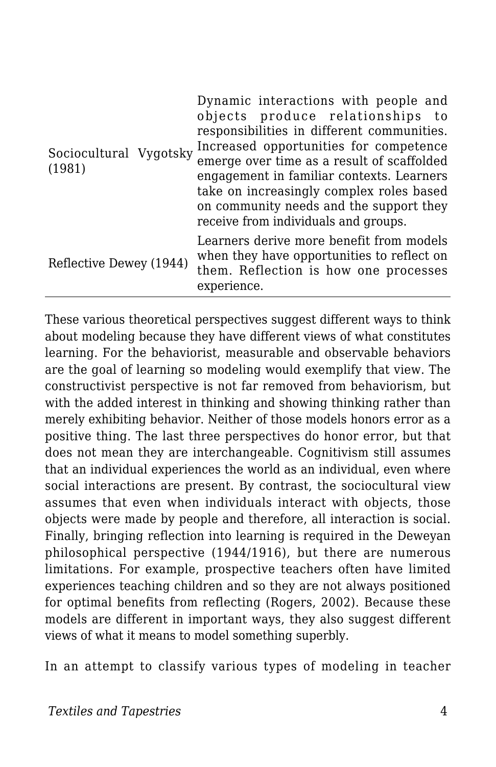| | |
|---|---|
| Sociocultural Vygotsky (1981) | Dynamic interactions with people and objects produce relationships to responsibilities in different communities. Increased opportunities for competence emerge over time as a result of scaffolded engagement in familiar contexts. Learners take on increasingly complex roles based on community needs and the support they receive from individuals and groups. |
| Reflective Dewey (1944) | Learners derive more benefit from models when they have opportunities to reflect on them. Reflection is how one processes experience. |

These various theoretical perspectives suggest different ways to think about modeling because they have different views of what constitutes learning. For the behaviorist, measurable and observable behaviors are the goal of learning so modeling would exemplify that view. The constructivist perspective is not far removed from behaviorism, but with the added interest in thinking and showing thinking rather than merely exhibiting behavior. Neither of those models honors error as a positive thing. The last three perspectives do honor error, but that does not mean they are interchangeable. Cognitivism still assumes that an individual experiences the world as an individual, even where social interactions are present. By contrast, the sociocultural view assumes that even when individuals interact with objects, those objects were made by people and therefore, all interaction is social. Finally, bringing reflection into learning is required in the Deweyan philosophical perspective (1944/1916), but there are numerous limitations. For example, prospective teachers often have limited experiences teaching children and so they are not always positioned for optimal benefits from reflecting (Rogers, 2002). Because these models are different in important ways, they also suggest different views of what it means to model something superbly.

In an attempt to classify various types of modeling in teacher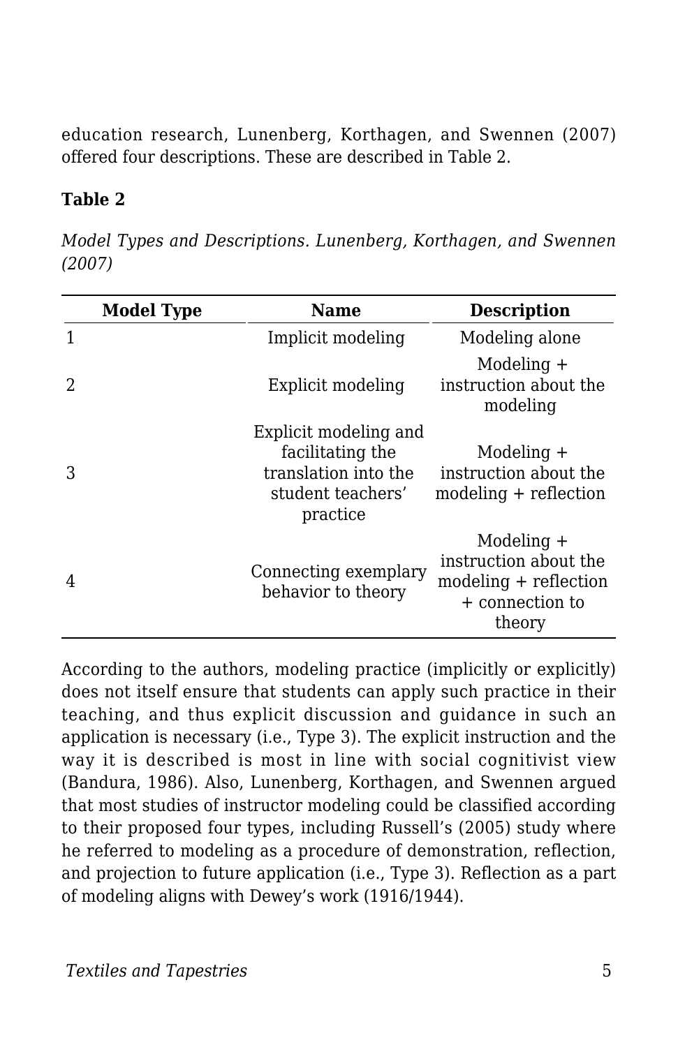education research, Lunenberg, Korthagen, and Swennen (2007) offered four descriptions. These are described in Table 2.

**Table 2**

*Model Types and Descriptions. Lunenberg, Korthagen, and Swennen (2007)*

| Model Type | Name | Description |
|---|---|---|
| 1 | Implicit modeling | Modeling alone |
| 2 | Explicit modeling | Modeling + instruction about the modeling |
| 3 | Explicit modeling and facilitating the translation into the student teachers' practice | Modeling + instruction about the modeling + reflection |
| 4 | Connecting exemplary behavior to theory | Modeling + instruction about the modeling + reflection + connection to theory |

According to the authors, modeling practice (implicitly or explicitly) does not itself ensure that students can apply such practice in their teaching, and thus explicit discussion and guidance in such an application is necessary (i.e., Type 3). The explicit instruction and the way it is described is most in line with social cognitivist view (Bandura, 1986). Also, Lunenberg, Korthagen, and Swennen argued that most studies of instructor modeling could be classified according to their proposed four types, including Russell's (2005) study where he referred to modeling as a procedure of demonstration, reflection, and projection to future application (i.e., Type 3). Reflection as a part of modeling aligns with Dewey's work (1916/1944).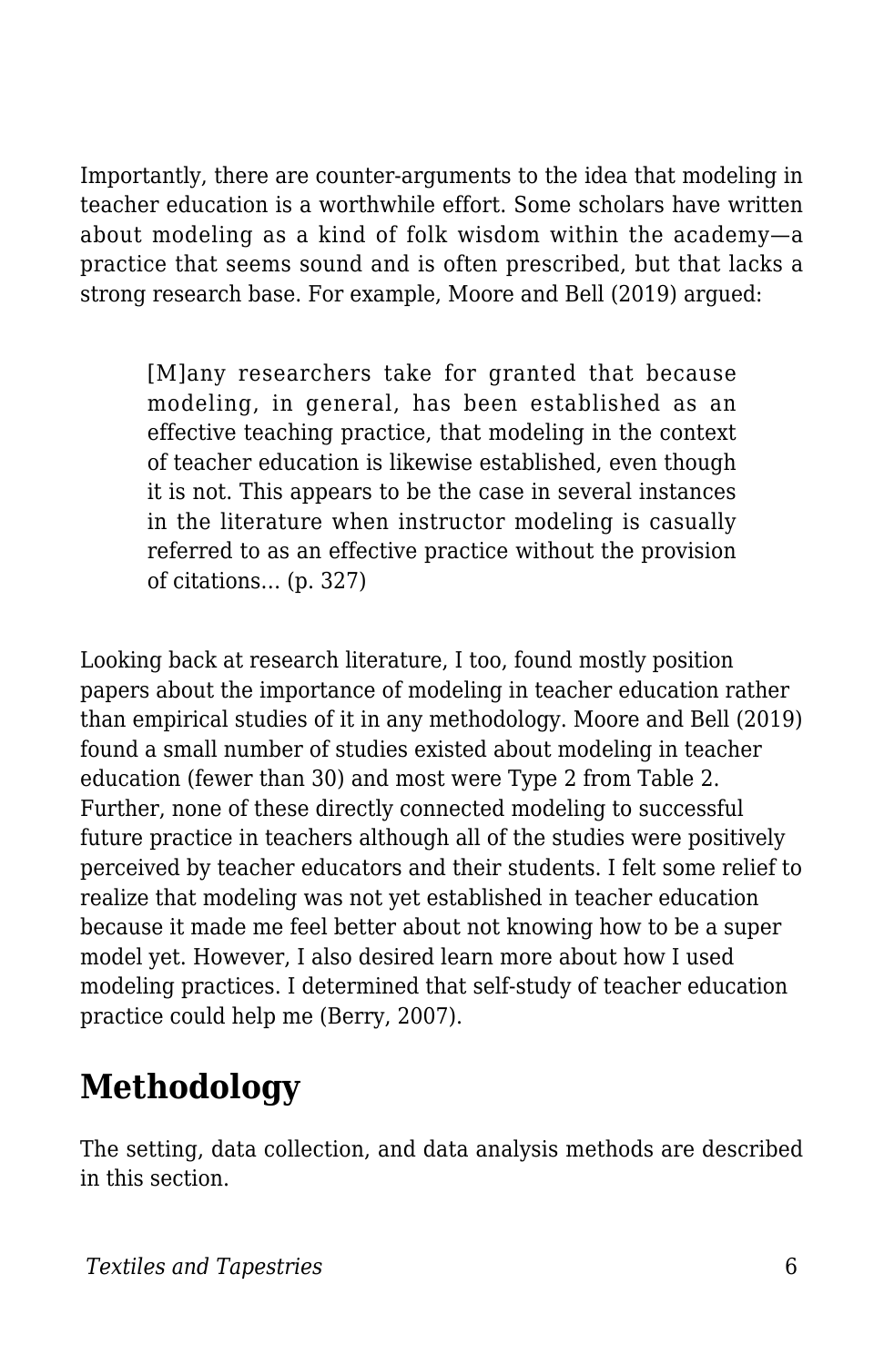Importantly, there are counter-arguments to the idea that modeling in teacher education is a worthwhile effort. Some scholars have written about modeling as a kind of folk wisdom within the academy—a practice that seems sound and is often prescribed, but that lacks a strong research base. For example, Moore and Bell (2019) argued:

> [M]any researchers take for granted that because modeling, in general, has been established as an effective teaching practice, that modeling in the context of teacher education is likewise established, even though it is not. This appears to be the case in several instances in the literature when instructor modeling is casually referred to as an effective practice without the provision of citations… (p. 327)

Looking back at research literature, I too, found mostly position papers about the importance of modeling in teacher education rather than empirical studies of it in any methodology. Moore and Bell (2019) found a small number of studies existed about modeling in teacher education (fewer than 30) and most were Type 2 from Table 2. Further, none of these directly connected modeling to successful future practice in teachers although all of the studies were positively perceived by teacher educators and their students. I felt some relief to realize that modeling was not yet established in teacher education because it made me feel better about not knowing how to be a super model yet. However, I also desired learn more about how I used modeling practices. I determined that self-study of teacher education practice could help me (Berry, 2007).

## Methodology

The setting, data collection, and data analysis methods are described in this section.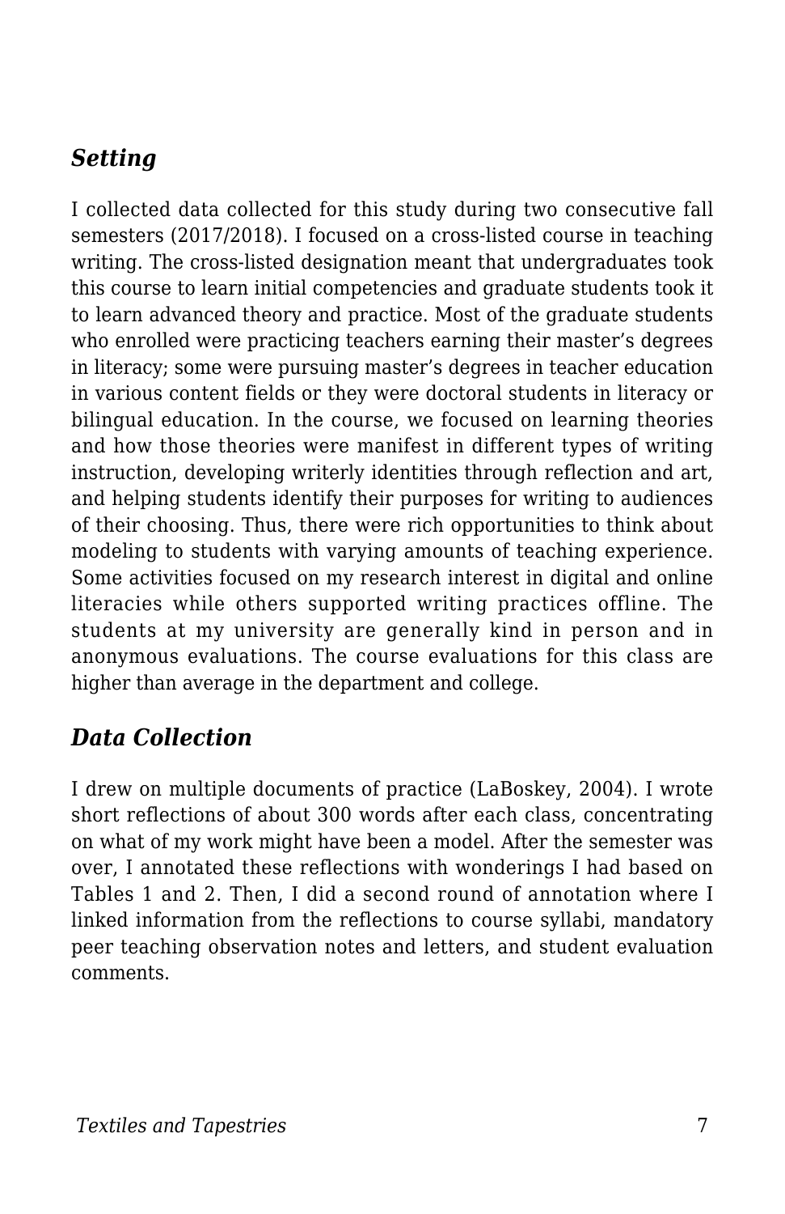### *Setting*

I collected data collected for this study during two consecutive fall semesters (2017/2018). I focused on a cross-listed course in teaching writing. The cross-listed designation meant that undergraduates took this course to learn initial competencies and graduate students took it to learn advanced theory and practice. Most of the graduate students who enrolled were practicing teachers earning their master's degrees in literacy; some were pursuing master's degrees in teacher education in various content fields or they were doctoral students in literacy or bilingual education. In the course, we focused on learning theories and how those theories were manifest in different types of writing instruction, developing writerly identities through reflection and art, and helping students identify their purposes for writing to audiences of their choosing. Thus, there were rich opportunities to think about modeling to students with varying amounts of teaching experience. Some activities focused on my research interest in digital and online literacies while others supported writing practices offline. The students at my university are generally kind in person and in anonymous evaluations. The course evaluations for this class are higher than average in the department and college.

### *Data Collection*

I drew on multiple documents of practice (LaBoskey, 2004). I wrote short reflections of about 300 words after each class, concentrating on what of my work might have been a model. After the semester was over, I annotated these reflections with wonderings I had based on Tables 1 and 2. Then, I did a second round of annotation where I linked information from the reflections to course syllabi, mandatory peer teaching observation notes and letters, and student evaluation comments.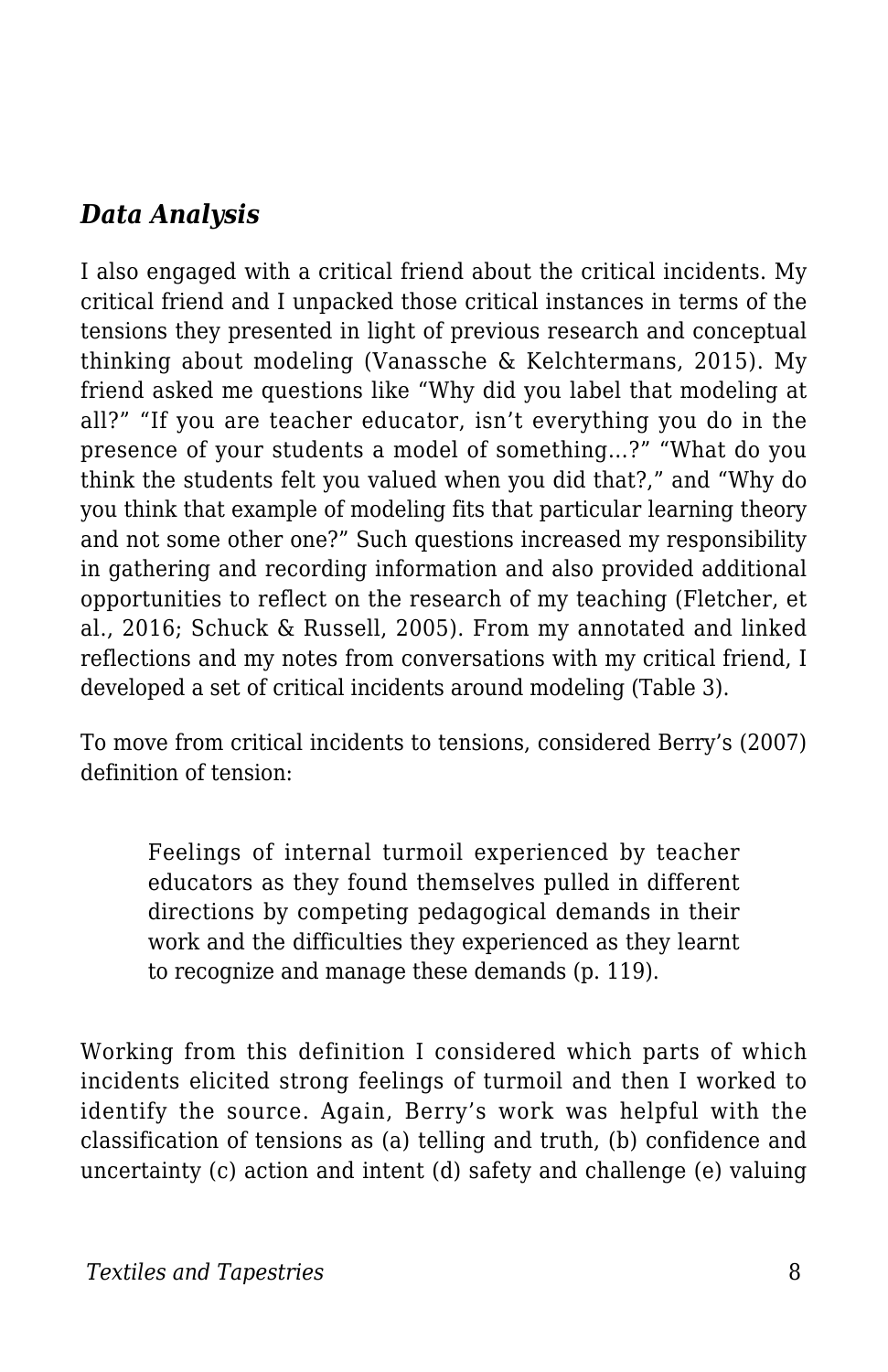### *Data Analysis*

I also engaged with a critical friend about the critical incidents. My critical friend and I unpacked those critical instances in terms of the tensions they presented in light of previous research and conceptual thinking about modeling (Vanassche & Kelchtermans, 2015). My friend asked me questions like "Why did you label that modeling at all?" "If you are teacher educator, isn't everything you do in the presence of your students a model of something…?" "What do you think the students felt you valued when you did that?," and "Why do you think that example of modeling fits that particular learning theory and not some other one?" Such questions increased my responsibility in gathering and recording information and also provided additional opportunities to reflect on the research of my teaching (Fletcher, et al., 2016; Schuck & Russell, 2005). From my annotated and linked reflections and my notes from conversations with my critical friend, I developed a set of critical incidents around modeling (Table 3).

To move from critical incidents to tensions, considered Berry's (2007) definition of tension:

> Feelings of internal turmoil experienced by teacher educators as they found themselves pulled in different directions by competing pedagogical demands in their work and the difficulties they experienced as they learnt to recognize and manage these demands (p. 119).

Working from this definition I considered which parts of which incidents elicited strong feelings of turmoil and then I worked to identify the source. Again, Berry's work was helpful with the classification of tensions as (a) telling and truth, (b) confidence and uncertainty (c) action and intent (d) safety and challenge (e) valuing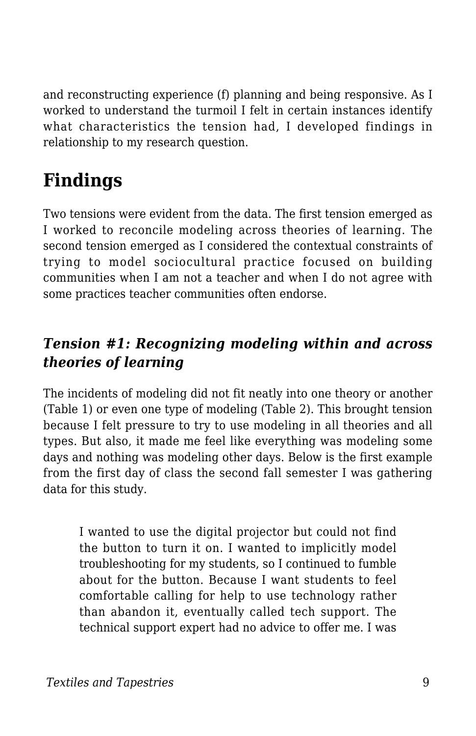and reconstructing experience (f) planning and being responsive. As I worked to understand the turmoil I felt in certain instances identify what characteristics the tension had, I developed findings in relationship to my research question.

## Findings

Two tensions were evident from the data. The first tension emerged as I worked to reconcile modeling across theories of learning. The second tension emerged as I considered the contextual constraints of trying to model sociocultural practice focused on building communities when I am not a teacher and when I do not agree with some practices teacher communities often endorse.

### *Tension #1: Recognizing modeling within and across theories of learning*

The incidents of modeling did not fit neatly into one theory or another (Table 1) or even one type of modeling (Table 2). This brought tension because I felt pressure to try to use modeling in all theories and all types. But also, it made me feel like everything was modeling some days and nothing was modeling other days. Below is the first example from the first day of class the second fall semester I was gathering data for this study.

> I wanted to use the digital projector but could not find the button to turn it on. I wanted to implicitly model troubleshooting for my students, so I continued to fumble about for the button. Because I want students to feel comfortable calling for help to use technology rather than abandon it, eventually called tech support. The technical support expert had no advice to offer me. I was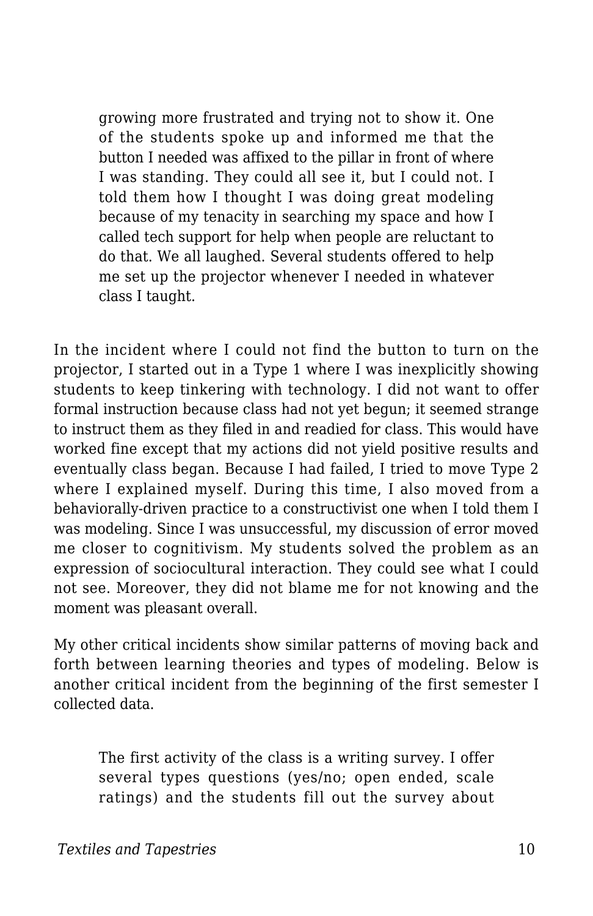> growing more frustrated and trying not to show it. One of the students spoke up and informed me that the button I needed was affixed to the pillar in front of where I was standing. They could all see it, but I could not. I told them how I thought I was doing great modeling because of my tenacity in searching my space and how I called tech support for help when people are reluctant to do that. We all laughed. Several students offered to help me set up the projector whenever I needed in whatever class I taught.

In the incident where I could not find the button to turn on the projector, I started out in a Type 1 where I was inexplicitly showing students to keep tinkering with technology. I did not want to offer formal instruction because class had not yet begun; it seemed strange to instruct them as they filed in and readied for class. This would have worked fine except that my actions did not yield positive results and eventually class began. Because I had failed, I tried to move Type 2 where I explained myself. During this time, I also moved from a behaviorally-driven practice to a constructivist one when I told them I was modeling. Since I was unsuccessful, my discussion of error moved me closer to cognitivism. My students solved the problem as an expression of sociocultural interaction. They could see what I could not see. Moreover, they did not blame me for not knowing and the moment was pleasant overall.

My other critical incidents show similar patterns of moving back and forth between learning theories and types of modeling. Below is another critical incident from the beginning of the first semester I collected data.

> The first activity of the class is a writing survey. I offer several types questions (yes/no; open ended, scale ratings) and the students fill out the survey about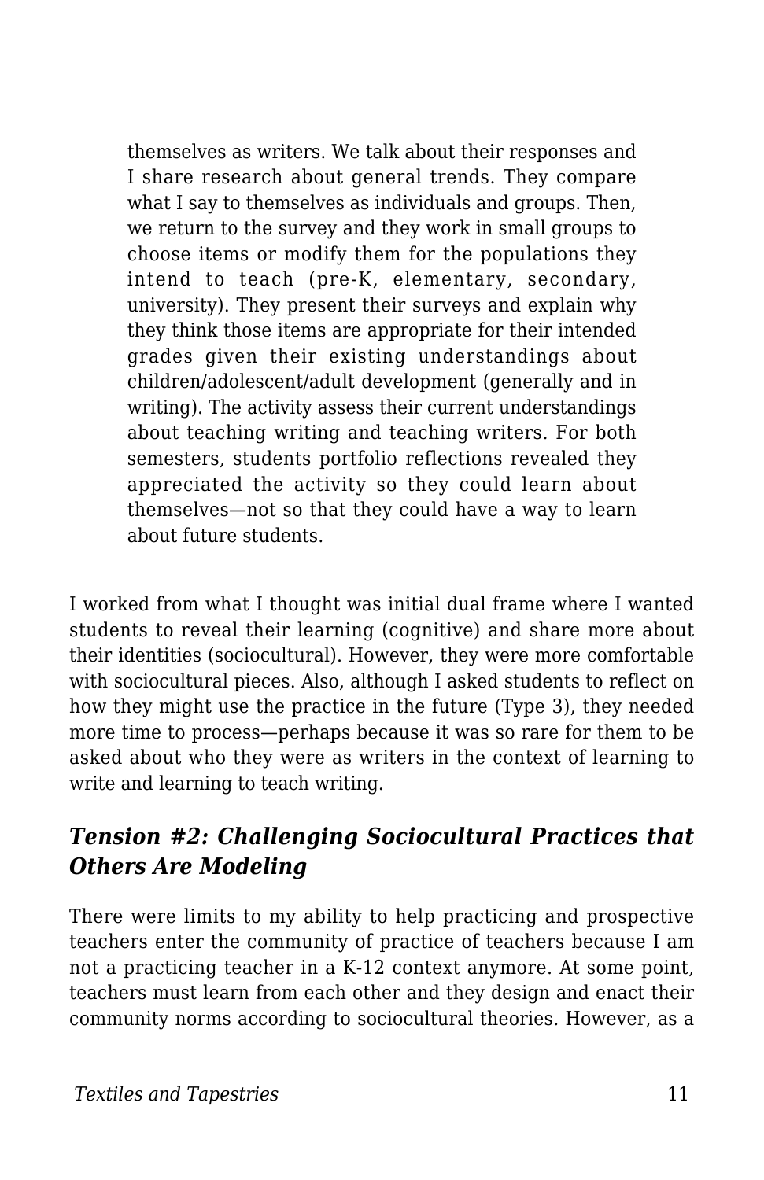> themselves as writers. We talk about their responses and I share research about general trends. They compare what I say to themselves as individuals and groups. Then, we return to the survey and they work in small groups to choose items or modify them for the populations they intend to teach (pre-K, elementary, secondary, university). They present their surveys and explain why they think those items are appropriate for their intended grades given their existing understandings about children/adolescent/adult development (generally and in writing). The activity assess their current understandings about teaching writing and teaching writers. For both semesters, students portfolio reflections revealed they appreciated the activity so they could learn about themselves—not so that they could have a way to learn about future students.

I worked from what I thought was initial dual frame where I wanted students to reveal their learning (cognitive) and share more about their identities (sociocultural). However, they were more comfortable with sociocultural pieces. Also, although I asked students to reflect on how they might use the practice in the future (Type 3), they needed more time to process—perhaps because it was so rare for them to be asked about who they were as writers in the context of learning to write and learning to teach writing.

### *Tension #2: Challenging Sociocultural Practices that Others Are Modeling*

There were limits to my ability to help practicing and prospective teachers enter the community of practice of teachers because I am not a practicing teacher in a K-12 context anymore. At some point, teachers must learn from each other and they design and enact their community norms according to sociocultural theories. However, as a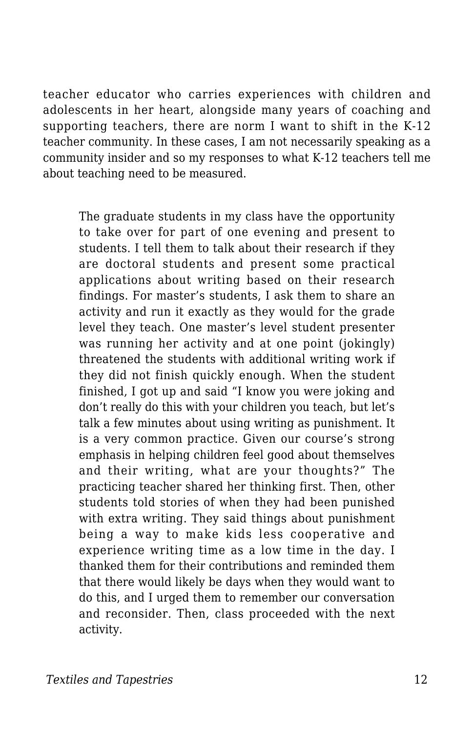teacher educator who carries experiences with children and adolescents in her heart, alongside many years of coaching and supporting teachers, there are norm I want to shift in the K-12 teacher community. In these cases, I am not necessarily speaking as a community insider and so my responses to what K-12 teachers tell me about teaching need to be measured.

> The graduate students in my class have the opportunity to take over for part of one evening and present to students. I tell them to talk about their research if they are doctoral students and present some practical applications about writing based on their research findings. For master's students, I ask them to share an activity and run it exactly as they would for the grade level they teach. One master's level student presenter was running her activity and at one point (jokingly) threatened the students with additional writing work if they did not finish quickly enough. When the student finished, I got up and said "I know you were joking and don't really do this with your children you teach, but let's talk a few minutes about using writing as punishment. It is a very common practice. Given our course's strong emphasis in helping children feel good about themselves and their writing, what are your thoughts?" The practicing teacher shared her thinking first. Then, other students told stories of when they had been punished with extra writing. They said things about punishment being a way to make kids less cooperative and experience writing time as a low time in the day. I thanked them for their contributions and reminded them that there would likely be days when they would want to do this, and I urged them to remember our conversation and reconsider. Then, class proceeded with the next activity.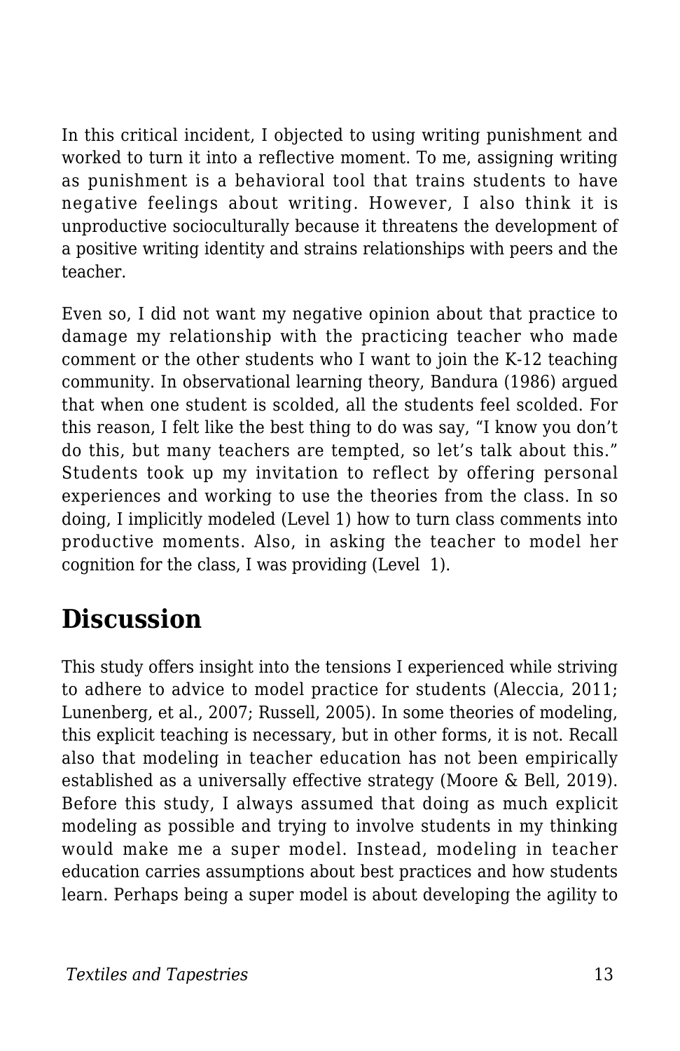In this critical incident, I objected to using writing punishment and worked to turn it into a reflective moment. To me, assigning writing as punishment is a behavioral tool that trains students to have negative feelings about writing. However, I also think it is unproductive socioculturally because it threatens the development of a positive writing identity and strains relationships with peers and the teacher.

Even so, I did not want my negative opinion about that practice to damage my relationship with the practicing teacher who made comment or the other students who I want to join the K-12 teaching community. In observational learning theory, Bandura (1986) argued that when one student is scolded, all the students feel scolded. For this reason, I felt like the best thing to do was say, “I know you don’t do this, but many teachers are tempted, so let’s talk about this.” Students took up my invitation to reflect by offering personal experiences and working to use the theories from the class. In so doing, I implicitly modeled (Level 1) how to turn class comments into productive moments. Also, in asking the teacher to model her cognition for the class, I was providing (Level 1).

## Discussion

This study offers insight into the tensions I experienced while striving to adhere to advice to model practice for students (Aleccia, 2011; Lunenberg, et al., 2007; Russell, 2005). In some theories of modeling, this explicit teaching is necessary, but in other forms, it is not. Recall also that modeling in teacher education has not been empirically established as a universally effective strategy (Moore & Bell, 2019). Before this study, I always assumed that doing as much explicit modeling as possible and trying to involve students in my thinking would make me a super model. Instead, modeling in teacher education carries assumptions about best practices and how students learn. Perhaps being a super model is about developing the agility to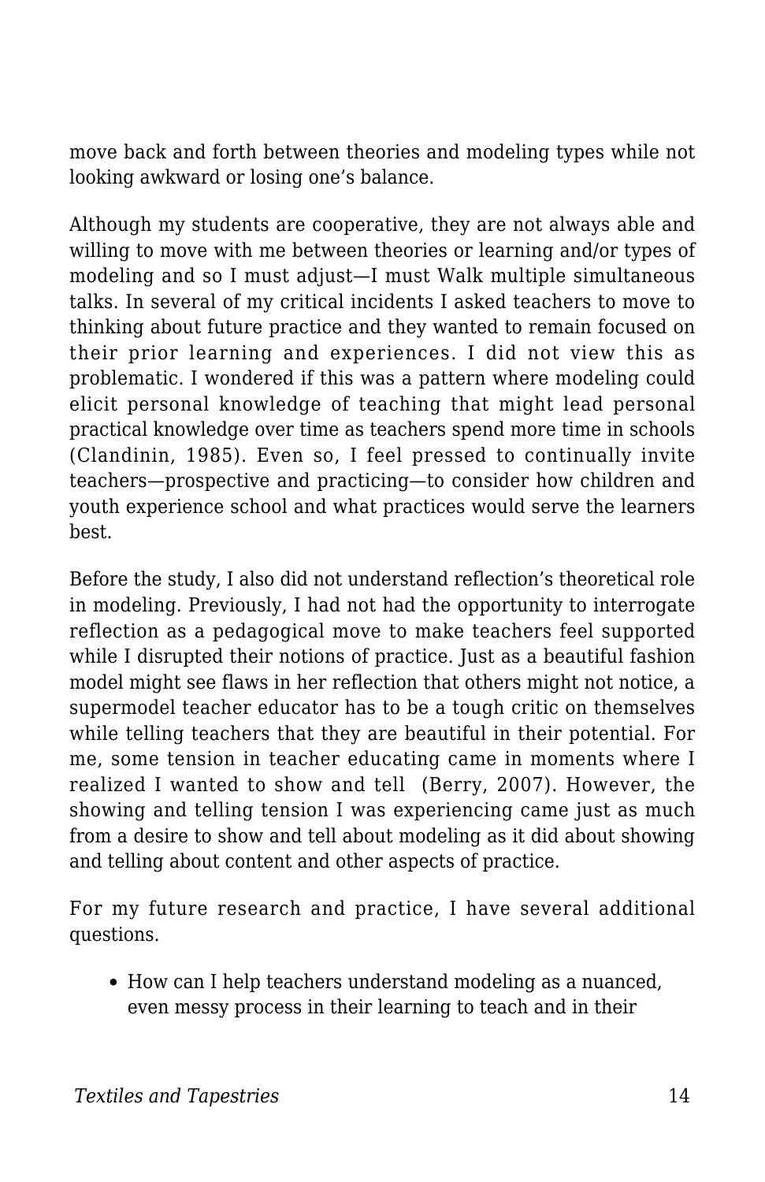move back and forth between theories and modeling types while not looking awkward or losing one's balance.

Although my students are cooperative, they are not always able and willing to move with me between theories or learning and/or types of modeling and so I must adjust—I must Walk multiple simultaneous talks. In several of my critical incidents I asked teachers to move to thinking about future practice and they wanted to remain focused on their prior learning and experiences. I did not view this as problematic. I wondered if this was a pattern where modeling could elicit personal knowledge of teaching that might lead personal practical knowledge over time as teachers spend more time in schools (Clandinin, 1985). Even so, I feel pressed to continually invite teachers—prospective and practicing—to consider how children and youth experience school and what practices would serve the learners best.

Before the study, I also did not understand reflection's theoretical role in modeling. Previously, I had not had the opportunity to interrogate reflection as a pedagogical move to make teachers feel supported while I disrupted their notions of practice. Just as a beautiful fashion model might see flaws in her reflection that others might not notice, a supermodel teacher educator has to be a tough critic on themselves while telling teachers that they are beautiful in their potential. For me, some tension in teacher educating came in moments where I realized I wanted to show and tell (Berry, 2007). However, the showing and telling tension I was experiencing came just as much from a desire to show and tell about modeling as it did about showing and telling about content and other aspects of practice.

For my future research and practice, I have several additional questions.

- How can I help teachers understand modeling as a nuanced, even messy process in their learning to teach and in their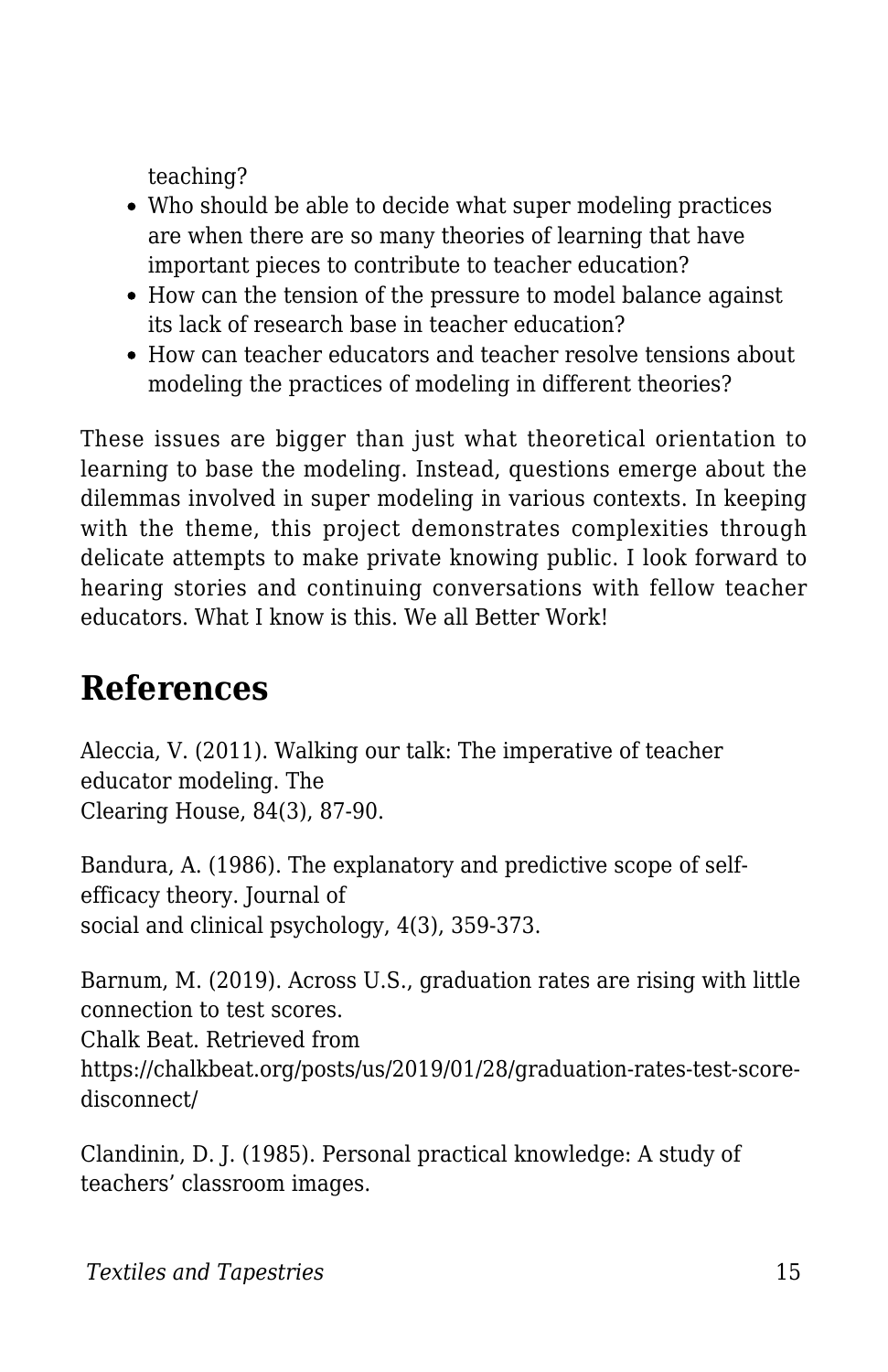teaching?

- Who should be able to decide what super modeling practices are when there are so many theories of learning that have important pieces to contribute to teacher education?
- How can the tension of the pressure to model balance against its lack of research base in teacher education?
- How can teacher educators and teacher resolve tensions about modeling the practices of modeling in different theories?

These issues are bigger than just what theoretical orientation to learning to base the modeling. Instead, questions emerge about the dilemmas involved in super modeling in various contexts. In keeping with the theme, this project demonstrates complexities through delicate attempts to make private knowing public. I look forward to hearing stories and continuing conversations with fellow teacher educators. What I know is this. We all Better Work!

## References

Aleccia, V. (2011). Walking our talk: The imperative of teacher educator modeling. The Clearing House, 84(3), 87-90.

Bandura, A. (1986). The explanatory and predictive scope of self-efficacy theory. Journal of social and clinical psychology, 4(3), 359-373.

Barnum, M. (2019). Across U.S., graduation rates are rising with little connection to test scores. Chalk Beat. Retrieved from https://chalkbeat.org/posts/us/2019/01/28/graduation-rates-test-score-disconnect/

Clandinin, D. J. (1985). Personal practical knowledge: A study of teachers' classroom images.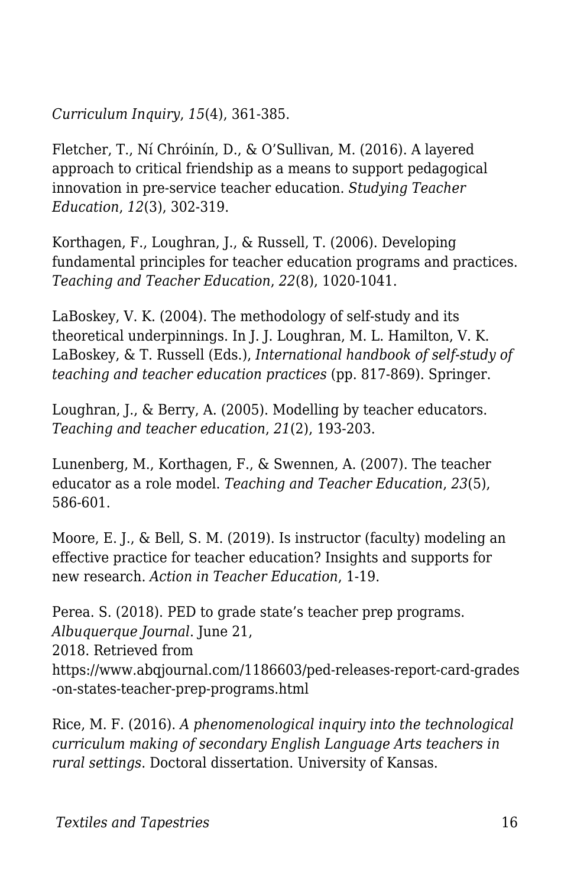*Curriculum Inquiry*, *15*(4), 361-385.

Fletcher, T., Ní Chróinín, D., & O'Sullivan, M. (2016). A layered approach to critical friendship as a means to support pedagogical innovation in pre-service teacher education. *Studying Teacher Education*, *12*(3), 302-319.

Korthagen, F., Loughran, J., & Russell, T. (2006). Developing fundamental principles for teacher education programs and practices. *Teaching and Teacher Education*, *22*(8), 1020-1041.

LaBoskey, V. K. (2004). The methodology of self-study and its theoretical underpinnings. In J. J. Loughran, M. L. Hamilton, V. K. LaBoskey, & T. Russell (Eds.), *International handbook of self-study of teaching and teacher education practices* (pp. 817-869). Springer.

Loughran, J., & Berry, A. (2005). Modelling by teacher educators. *Teaching and teacher education*, *21*(2), 193-203.

Lunenberg, M., Korthagen, F., & Swennen, A. (2007). The teacher educator as a role model. *Teaching and Teacher Education*, *23*(5), 586-601.

Moore, E. J., & Bell, S. M. (2019). Is instructor (faculty) modeling an effective practice for teacher education? Insights and supports for new research. *Action in Teacher Education*, 1-19.

Perea. S. (2018). PED to grade state's teacher prep programs. *Albuquerque Journal*. June 21, 2018. Retrieved from https://www.abqjournal.com/1186603/ped-releases-report-card-grades-on-states-teacher-prep-programs.html

Rice, M. F. (2016). *A phenomenological inquiry into the technological curriculum making of secondary English Language Arts teachers in rural settings*. Doctoral dissertation. University of Kansas.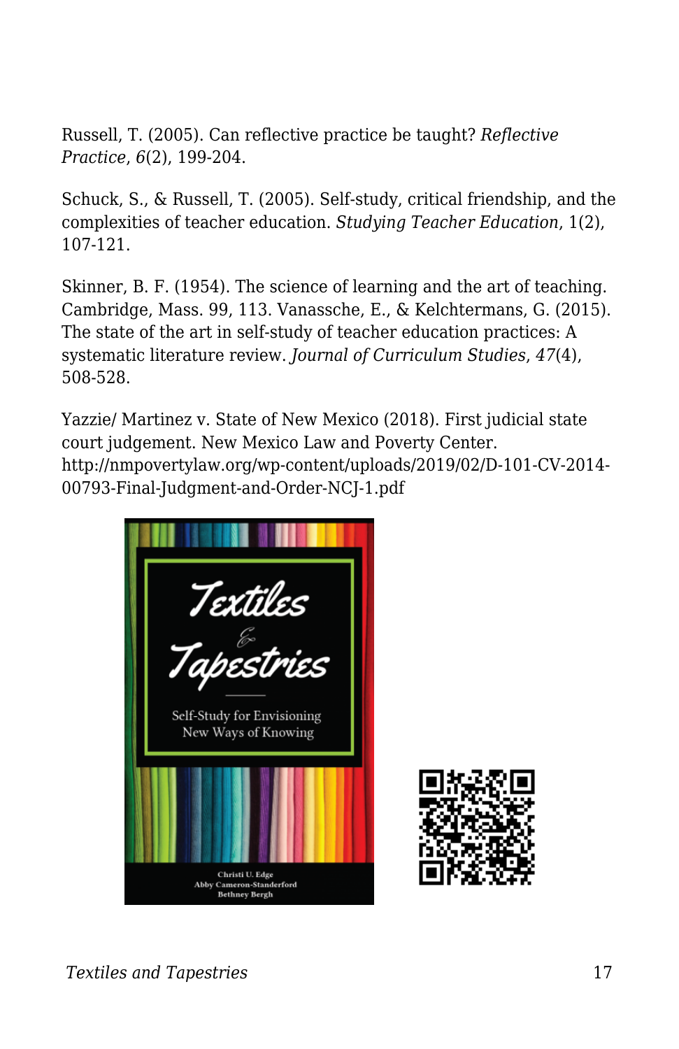Russell, T. (2005). Can reflective practice be taught? *Reflective Practice*, *6*(2), 199-204.

Schuck, S., & Russell, T. (2005). Self-study, critical friendship, and the complexities of teacher education. *Studying Teacher Education*, 1(2), 107-121.

Skinner, B. F. (1954). The science of learning and the art of teaching. Cambridge, Mass. 99, 113. Vanassche, E., & Kelchtermans, G. (2015). The state of the art in self-study of teacher education practices: A systematic literature review. *Journal of Curriculum Studies*, *47*(4), 508-528.

Yazzie/ Martinez v. State of New Mexico (2018). First judicial state court judgement. New Mexico Law and Poverty Center. http://nmpovertylaw.org/wp-content/uploads/2019/02/D-101-CV-2014-00793-Final-Judgment-and-Order-NCJ-1.pdf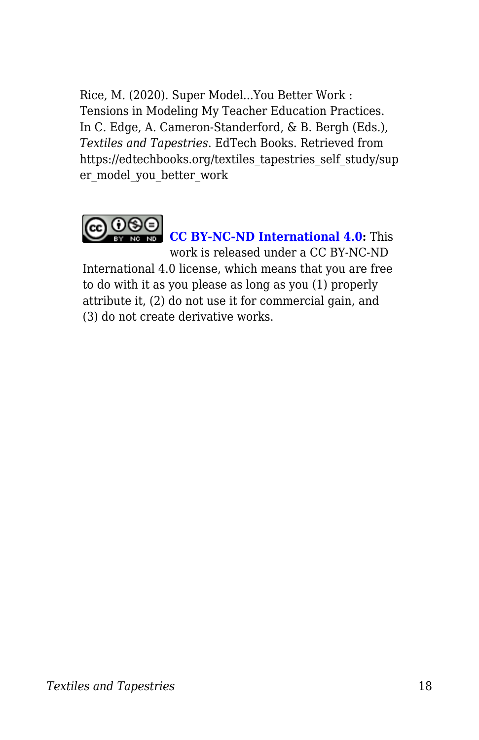Rice, M. (2020). Super Model...You Better Work : Tensions in Modeling My Teacher Education Practices. In C. Edge, A. Cameron-Standerford, & B. Bergh (Eds.), *Textiles and Tapestries*. EdTech Books. Retrieved from https://edtechbooks.org/textiles_tapestries_self_study/super_model_you_better_work

**CC BY-NC-ND International 4.0:** This work is released under a CC BY-NC-ND International 4.0 license, which means that you are free to do with it as you please as long as you (1) properly attribute it, (2) do not use it for commercial gain, and (3) do not create derivative works.